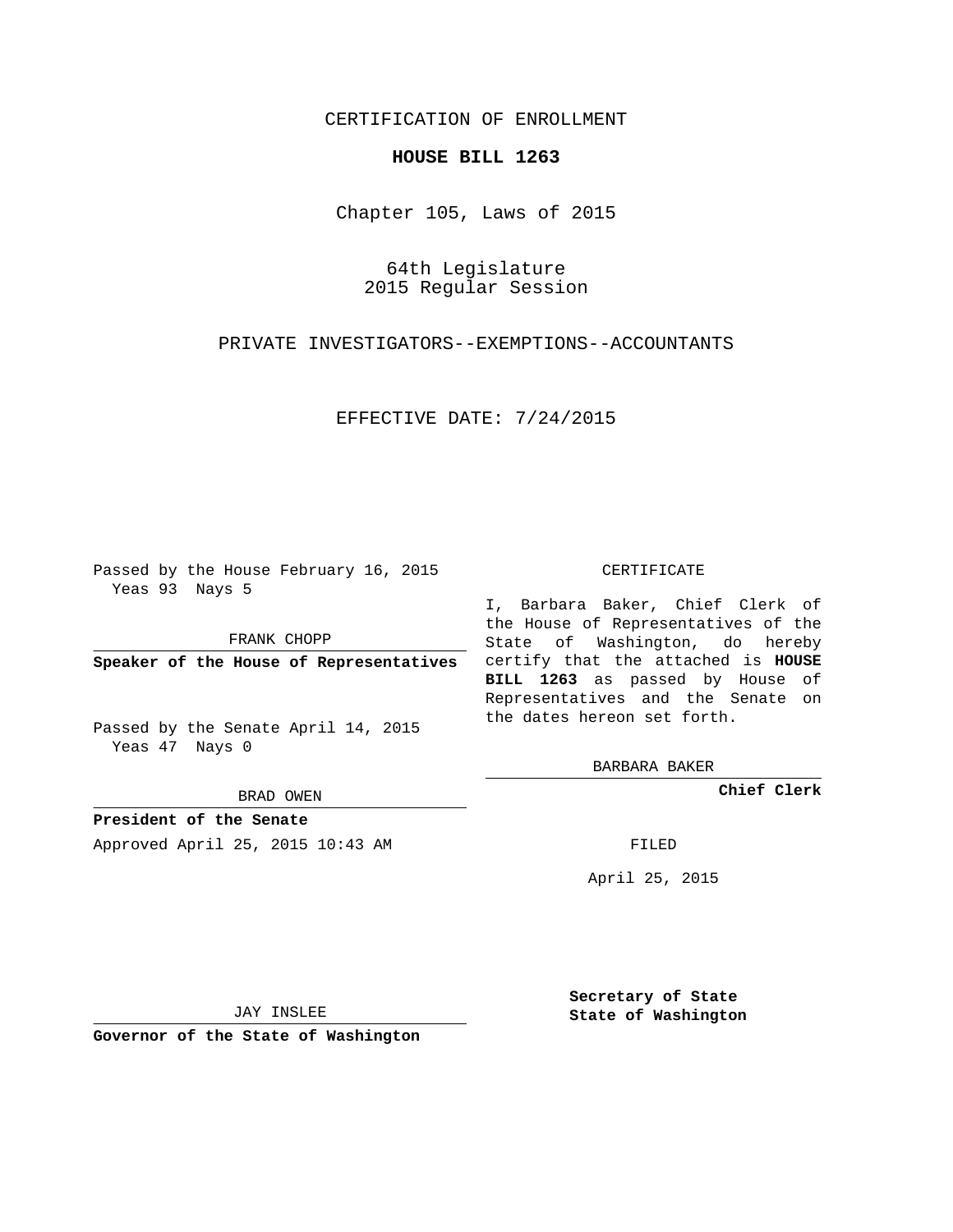CERTIFICATION OF ENROLLMENT

**HOUSE BILL 1263**

Chapter 105, Laws of 2015

64th Legislature
2015 Regular Session

PRIVATE INVESTIGATORS--EXEMPTIONS--ACCOUNTANTS

EFFECTIVE DATE: 7/24/2015

Passed by the House February 16, 2015
Yeas 93 Nays 5

FRANK CHOPP

**Speaker of the House of Representatives**

Passed by the Senate April 14, 2015
Yeas 47 Nays 0

BRAD OWEN

**President of the Senate**

Approved April 25, 2015 10:43 AM

JAY INSLEE

**Governor of the State of Washington**

CERTIFICATE

I, Barbara Baker, Chief Clerk of the House of Representatives of the State of Washington, do hereby certify that the attached is **HOUSE BILL 1263** as passed by House of Representatives and the Senate on the dates hereon set forth.

BARBARA BAKER

**Chief Clerk**

FILED

April 25, 2015

**Secretary of State**
**State of Washington**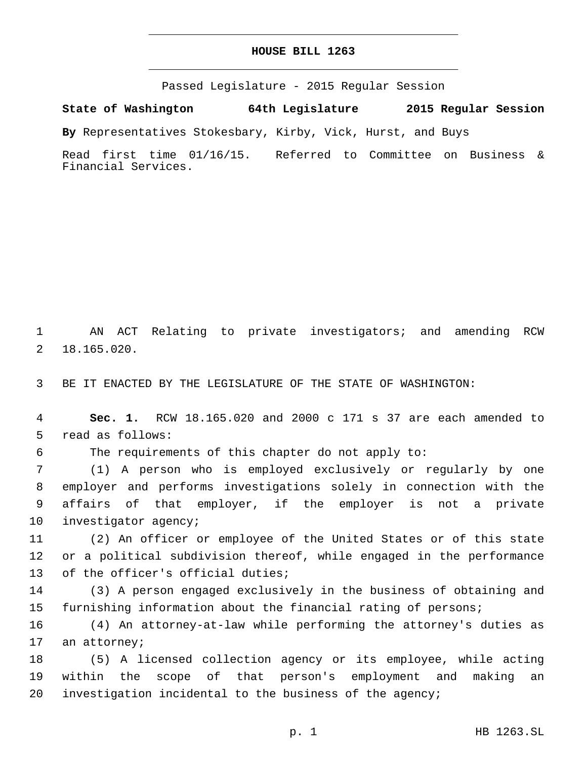**HOUSE BILL 1263**

Passed Legislature - 2015 Regular Session

**State of Washington 64th Legislature 2015 Regular Session**

**By** Representatives Stokesbary, Kirby, Vick, Hurst, and Buys

Read first time 01/16/15. Referred to Committee on Business & Financial Services.

AN ACT Relating to private investigators; and amending RCW 18.165.020.

BE IT ENACTED BY THE LEGISLATURE OF THE STATE OF WASHINGTON:

**Sec. 1.** RCW 18.165.020 and 2000 c 171 s 37 are each amended to read as follows:

The requirements of this chapter do not apply to:

(1) A person who is employed exclusively or regularly by one employer and performs investigations solely in connection with the affairs of that employer, if the employer is not a private investigator agency;

(2) An officer or employee of the United States or of this state or a political subdivision thereof, while engaged in the performance of the officer's official duties;

(3) A person engaged exclusively in the business of obtaining and furnishing information about the financial rating of persons;

(4) An attorney-at-law while performing the attorney's duties as an attorney;

(5) A licensed collection agency or its employee, while acting within the scope of that person's employment and making an investigation incidental to the business of the agency;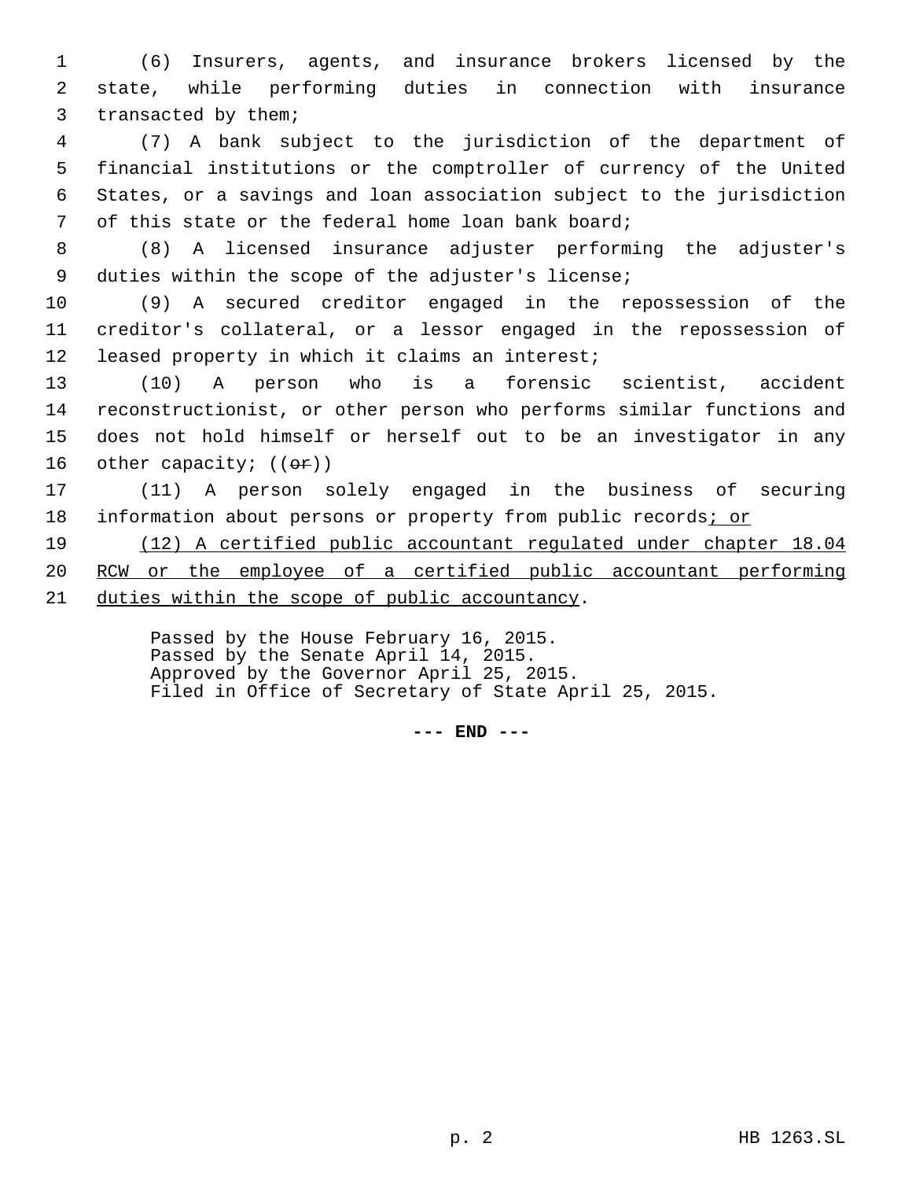(6) Insurers, agents, and insurance brokers licensed by the state, while performing duties in connection with insurance transacted by them;

(7) A bank subject to the jurisdiction of the department of financial institutions or the comptroller of currency of the United States, or a savings and loan association subject to the jurisdiction of this state or the federal home loan bank board;

(8) A licensed insurance adjuster performing the adjuster's duties within the scope of the adjuster's license;

(9) A secured creditor engaged in the repossession of the creditor's collateral, or a lessor engaged in the repossession of leased property in which it claims an interest;

(10) A person who is a forensic scientist, accident reconstructionist, or other person who performs similar functions and does not hold himself or herself out to be an investigator in any other capacity; ((~~or~~))

(11) A person solely engaged in the business of securing information about persons or property from public records<u>; or</u>

<u>(12) A certified public accountant regulated under chapter 18.04 RCW or the employee of a certified public accountant performing duties within the scope of public accountancy</u>.

Passed by the House February 16, 2015.
Passed by the Senate April 14, 2015.
Approved by the Governor April 25, 2015.
Filed in Office of Secretary of State April 25, 2015.

**--- END ---**